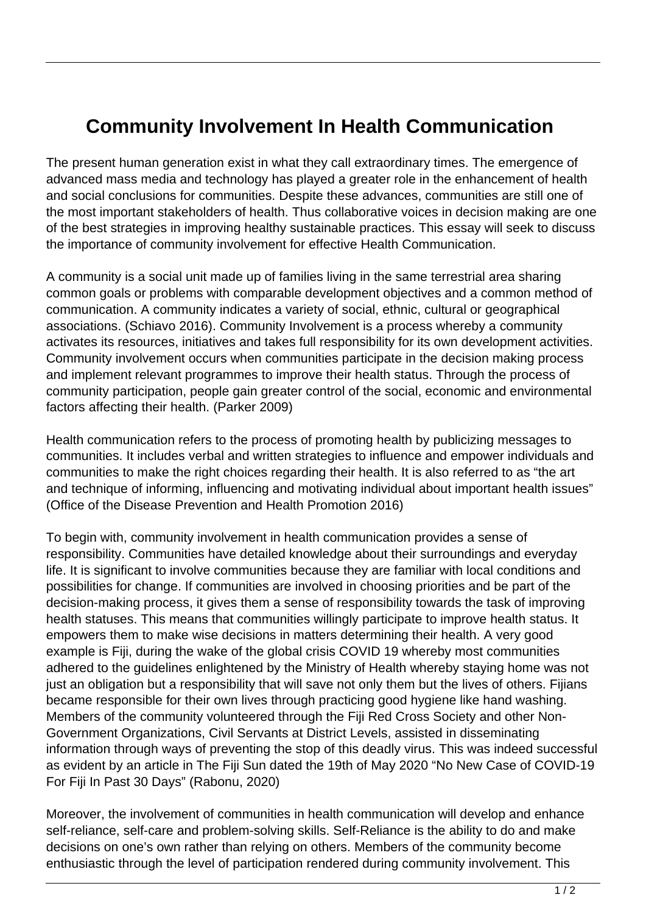# Community Involvement In Health Communication

The present human generation exist in what they call extraordinary times. The emergence of advanced mass media and technology has played a greater role in the enhancement of health and social conclusions for communities. Despite these advances, communities are still one of the most important stakeholders of health. Thus collaborative voices in decision making are one of the best strategies in improving healthy sustainable practices. This essay will seek to discuss the importance of community involvement for effective Health Communication.

A community is a social unit made up of families living in the same terrestrial area sharing common goals or problems with comparable development objectives and a common method of communication. A community indicates a variety of social, ethnic, cultural or geographical associations. (Schiavo 2016). Community Involvement is a process whereby a community activates its resources, initiatives and takes full responsibility for its own development activities. Community involvement occurs when communities participate in the decision making process and implement relevant programmes to improve their health status. Through the process of community participation, people gain greater control of the social, economic and environmental factors affecting their health. (Parker 2009)

Health communication refers to the process of promoting health by publicizing messages to communities. It includes verbal and written strategies to influence and empower individuals and communities to make the right choices regarding their health. It is also referred to as "the art and technique of informing, influencing and motivating individual about important health issues" (Office of the Disease Prevention and Health Promotion 2016)

To begin with, community involvement in health communication provides a sense of responsibility. Communities have detailed knowledge about their surroundings and everyday life. It is significant to involve communities because they are familiar with local conditions and possibilities for change. If communities are involved in choosing priorities and be part of the decision-making process, it gives them a sense of responsibility towards the task of improving health statuses. This means that communities willingly participate to improve health status. It empowers them to make wise decisions in matters determining their health. A very good example is Fiji, during the wake of the global crisis COVID 19 whereby most communities adhered to the guidelines enlightened by the Ministry of Health whereby staying home was not just an obligation but a responsibility that will save not only them but the lives of others. Fijians became responsible for their own lives through practicing good hygiene like hand washing. Members of the community volunteered through the Fiji Red Cross Society and other Non-Government Organizations, Civil Servants at District Levels, assisted in disseminating information through ways of preventing the stop of this deadly virus. This was indeed successful as evident by an article in The Fiji Sun dated the 19th of May 2020 "No New Case of COVID-19 For Fiji In Past 30 Days" (Rabonu, 2020)

Moreover, the involvement of communities in health communication will develop and enhance self-reliance, self-care and problem-solving skills. Self-Reliance is the ability to do and make decisions on one's own rather than relying on others. Members of the community become enthusiastic through the level of participation rendered during community involvement. This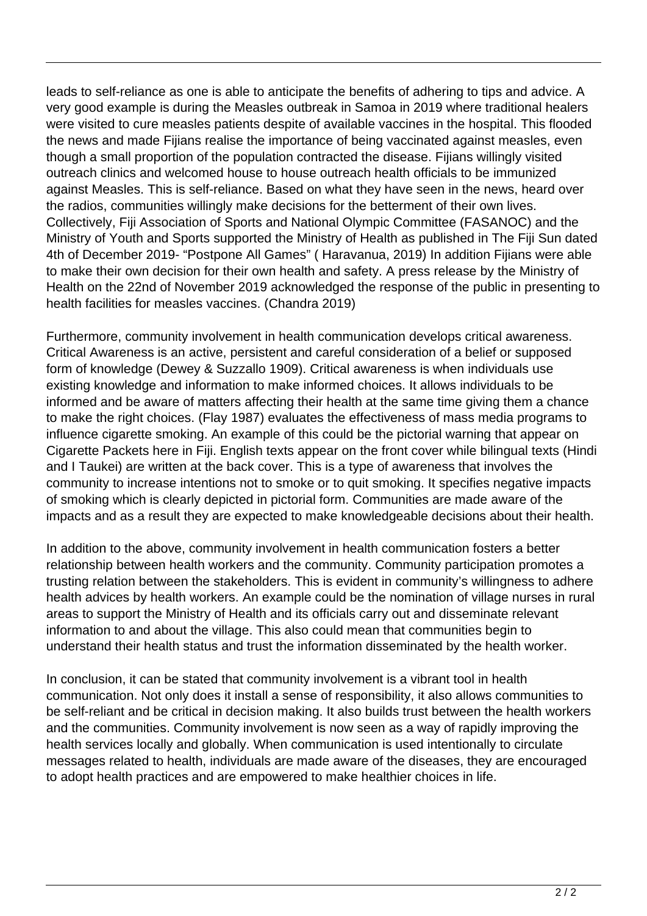leads to self-reliance as one is able to anticipate the benefits of adhering to tips and advice. A very good example is during the Measles outbreak in Samoa in 2019 where traditional healers were visited to cure measles patients despite of available vaccines in the hospital. This flooded the news and made Fijians realise the importance of being vaccinated against measles, even though a small proportion of the population contracted the disease. Fijians willingly visited outreach clinics and welcomed house to house outreach health officials to be immunized against Measles. This is self-reliance. Based on what they have seen in the news, heard over the radios, communities willingly make decisions for the betterment of their own lives. Collectively, Fiji Association of Sports and National Olympic Committee (FASANOC) and the Ministry of Youth and Sports supported the Ministry of Health as published in The Fiji Sun dated 4th of December 2019- "Postpone All Games" ( Haravanua, 2019) In addition Fijians were able to make their own decision for their own health and safety. A press release by the Ministry of Health on the 22nd of November 2019 acknowledged the response of the public in presenting to health facilities for measles vaccines. (Chandra 2019)

Furthermore, community involvement in health communication develops critical awareness. Critical Awareness is an active, persistent and careful consideration of a belief or supposed form of knowledge (Dewey & Suzzallo 1909). Critical awareness is when individuals use existing knowledge and information to make informed choices. It allows individuals to be informed and be aware of matters affecting their health at the same time giving them a chance to make the right choices. (Flay 1987) evaluates the effectiveness of mass media programs to influence cigarette smoking. An example of this could be the pictorial warning that appear on Cigarette Packets here in Fiji. English texts appear on the front cover while bilingual texts (Hindi and I Taukei) are written at the back cover. This is a type of awareness that involves the community to increase intentions not to smoke or to quit smoking. It specifies negative impacts of smoking which is clearly depicted in pictorial form. Communities are made aware of the impacts and as a result they are expected to make knowledgeable decisions about their health.

In addition to the above, community involvement in health communication fosters a better relationship between health workers and the community. Community participation promotes a trusting relation between the stakeholders. This is evident in community's willingness to adhere health advices by health workers. An example could be the nomination of village nurses in rural areas to support the Ministry of Health and its officials carry out and disseminate relevant information to and about the village. This also could mean that communities begin to understand their health status and trust the information disseminated by the health worker.

In conclusion, it can be stated that community involvement is a vibrant tool in health communication. Not only does it install a sense of responsibility, it also allows communities to be self-reliant and be critical in decision making. It also builds trust between the health workers and the communities. Community involvement is now seen as a way of rapidly improving the health services locally and globally. When communication is used intentionally to circulate messages related to health, individuals are made aware of the diseases, they are encouraged to adopt health practices and are empowered to make healthier choices in life.